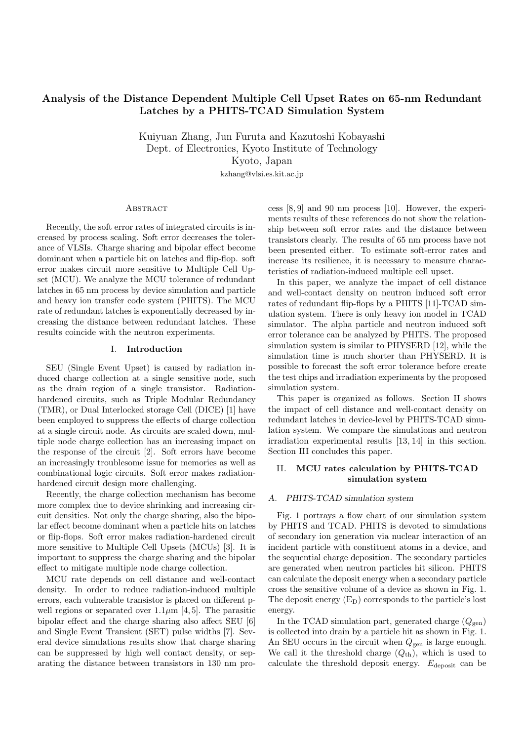# Analysis of the Distance Dependent Multiple Cell Upset Rates on 65-nm Redundant Latches by a PHITS-TCAD Simulation System

Kuiyuan Zhang, Jun Furuta and Kazutoshi Kobayashi
Dept. of Electronics, Kyoto Institute of Technology
Kyoto, Japan
kzhang@vlsi.es.kit.ac.jp

## Abstract

Recently, the soft error rates of integrated circuits is increased by process scaling. Soft error decreases the tolerance of VLSIs. Charge sharing and bipolar effect become dominant when a particle hit on latches and flip-flop. soft error makes circuit more sensitive to Multiple Cell Upset (MCU). We analyze the MCU tolerance of redundant latches in 65 nm process by device simulation and particle and heavy ion transfer code system (PHITS). The MCU rate of redundant latches is exponentially decreased by increasing the distance between redundant latches. These results coincide with the neutron experiments.

## I. Introduction

SEU (Single Event Upset) is caused by radiation induced charge collection at a single sensitive node, such as the drain region of a single transistor. Radiation-hardened circuits, such as Triple Modular Redundancy (TMR), or Dual Interlocked storage Cell (DICE) [1] have been employed to suppress the effects of charge collection at a single circuit node. As circuits are scaled down, multiple node charge collection has an increasing impact on the response of the circuit [2]. Soft errors have become an increasingly troublesome issue for memories as well as combinational logic circuits. Soft error makes radiation-hardened circuit design more challenging.

Recently, the charge collection mechanism has become more complex due to device shrinking and increasing circuit densities. Not only the charge sharing, also the bipolar effect become dominant when a particle hits on latches or flip-flops. Soft error makes radiation-hardened circuit more sensitive to Multiple Cell Upsets (MCUs) [3]. It is important to suppress the charge sharing and the bipolar effect to mitigate multiple node charge collection.

MCU rate depends on cell distance and well-contact density. In order to reduce radiation-induced multiple errors, each vulnerable transistor is placed on different p-well regions or separated over 1.1$\mu$m [4, 5]. The parasitic bipolar effect and the charge sharing also affect SEU [6] and Single Event Transient (SET) pulse widths [7]. Several device simulations results show that charge sharing can be suppressed by high well contact density, or separating the distance between transistors in 130 nm process [8, 9] and 90 nm process [10]. However, the experiments results of these references do not show the relationship between soft error rates and the distance between transistors clearly. The results of 65 nm process have not been presented either. To estimate soft-error rates and increase its resilience, it is necessary to measure characteristics of radiation-induced multiple cell upset.

In this paper, we analyze the impact of cell distance and well-contact density on neutron induced soft error rates of redundant flip-flops by a PHITS [11]-TCAD simulation system. There is only heavy ion model in TCAD simulator. The alpha particle and neutron induced soft error tolerance can be analyzed by PHITS. The proposed simulation system is similar to PHYSERD [12], while the simulation time is much shorter than PHYSERD. It is possible to forecast the soft error tolerance before create the test chips and irradiation experiments by the proposed simulation system.

This paper is organized as follows. Section II shows the impact of cell distance and well-contact density on redundant latches in device-level by PHITS-TCAD simulation system. We compare the simulations and neutron irradiation experimental results [13, 14] in this section. Section III concludes this paper.

## II. MCU rates calculation by PHITS-TCAD simulation system

### A. PHITS-TCAD simulation system

Fig. 1 portrays a flow chart of our simulation system by PHITS and TCAD. PHITS is devoted to simulations of secondary ion generation via nuclear interaction of an incident particle with constituent atoms in a device, and the sequential charge deposition. The secondary particles are generated when neutron particles hit silicon. PHITS can calculate the deposit energy when a secondary particle cross the sensitive volume of a device as shown in Fig. 1. The deposit energy ($\mathrm{E_D}$) corresponds to the particle's lost energy.

In the TCAD simulation part, generated charge ($Q_{\mathrm{gen}}$) is collected into drain by a particle hit as shown in Fig. 1. An SEU occurs in the circuit when $Q_{\mathrm{gen}}$ is large enough. We call it the threshold charge ($Q_{\mathrm{th}}$), which is used to calculate the threshold deposit energy. $E_{\mathrm{deposit}}$ can be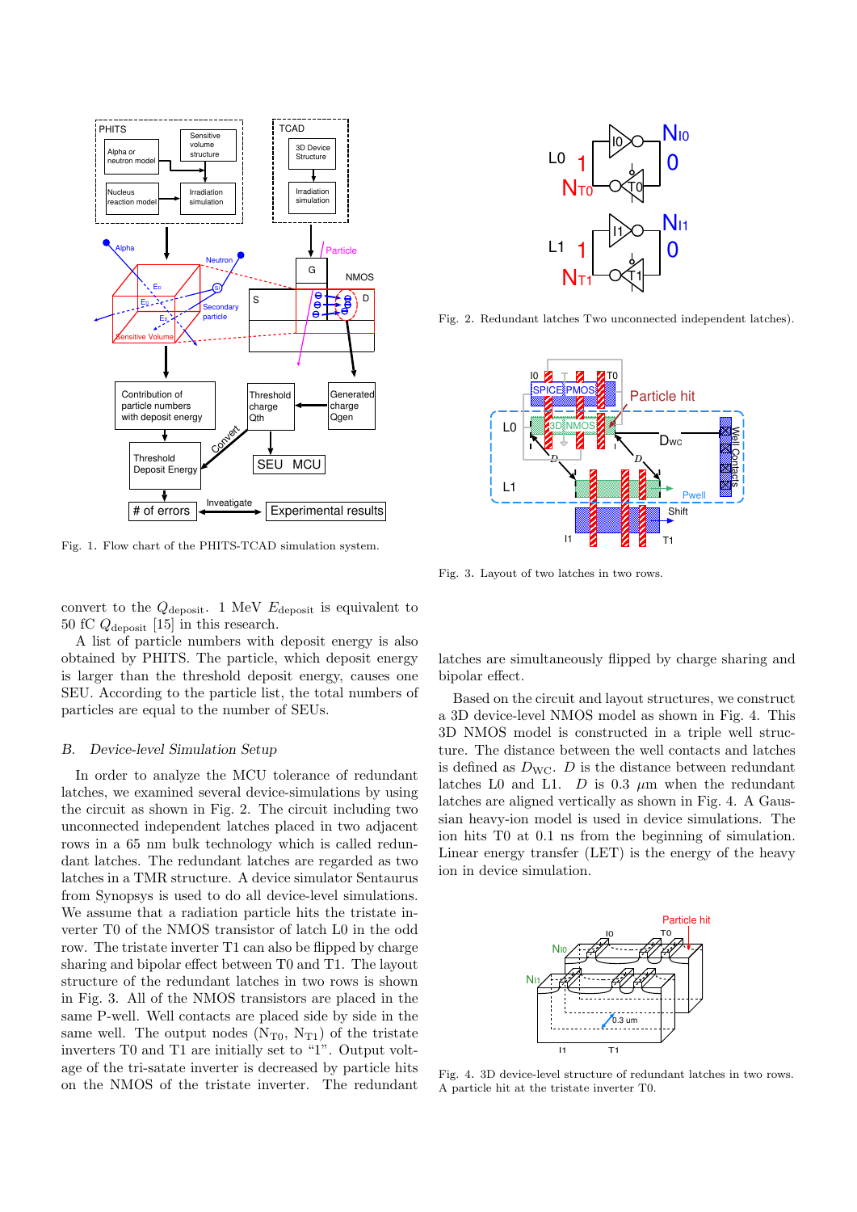Fig. 1. Flow chart of the PHITS-TCAD simulation system.

Fig. 2. Redundant latches Two unconnected independent latches).

Fig. 3. Layout of two latches in two rows.

convert to the $Q_{\text{deposit}}$. 1 MeV $E_{\text{deposit}}$ is equivalent to 50 fC $Q_{\text{deposit}}$ [15] in this research.

A list of particle numbers with deposit energy is also obtained by PHITS. The particle, which deposit energy is larger than the threshold deposit energy, causes one SEU. According to the particle list, the total numbers of particles are equal to the number of SEUs.

### *B. Device-level Simulation Setup*

In order to analyze the MCU tolerance of redundant latches, we examined several device-simulations by using the circuit as shown in Fig. 2. The circuit including two unconnected independent latches placed in two adjacent rows in a 65 nm bulk technology which is called redundant latches. The redundant latches are regarded as two latches in a TMR structure. A device simulator Sentaurus from Synopsys is used to do all device-level simulations. We assume that a radiation particle hits the tristate inverter T0 of the NMOS transistor of latch L0 in the odd row. The tristate inverter T1 can also be flipped by charge sharing and bipolar effect between T0 and T1. The layout structure of the redundant latches in two rows is shown in Fig. 3. All of the NMOS transistors are placed in the same P-well. Well contacts are placed side by side in the same well. The output nodes ($N_{T0}$, $N_{T1}$) of the tristate inverters T0 and T1 are initially set to "1". Output voltage of the tri-satate inverter is decreased by particle hits on the NMOS of the tristate inverter. The redundant latches are simultaneously flipped by charge sharing and bipolar effect.

Based on the circuit and layout structures, we construct a 3D device-level NMOS model as shown in Fig. 4. This 3D NMOS model is constructed in a triple well structure. The distance between the well contacts and latches is defined as $D_{\text{WC}}$. $D$ is the distance between redundant latches L0 and L1. $D$ is 0.3 $\mu$m when the redundant latches are aligned vertically as shown in Fig. 4. A Gaussian heavy-ion model is used in device simulations. The ion hits T0 at 0.1 ns from the beginning of simulation. Linear energy transfer (LET) is the energy of the heavy ion in device simulation.

Fig. 4. 3D device-level structure of redundant latches in two rows. A particle hit at the tristate inverter T0.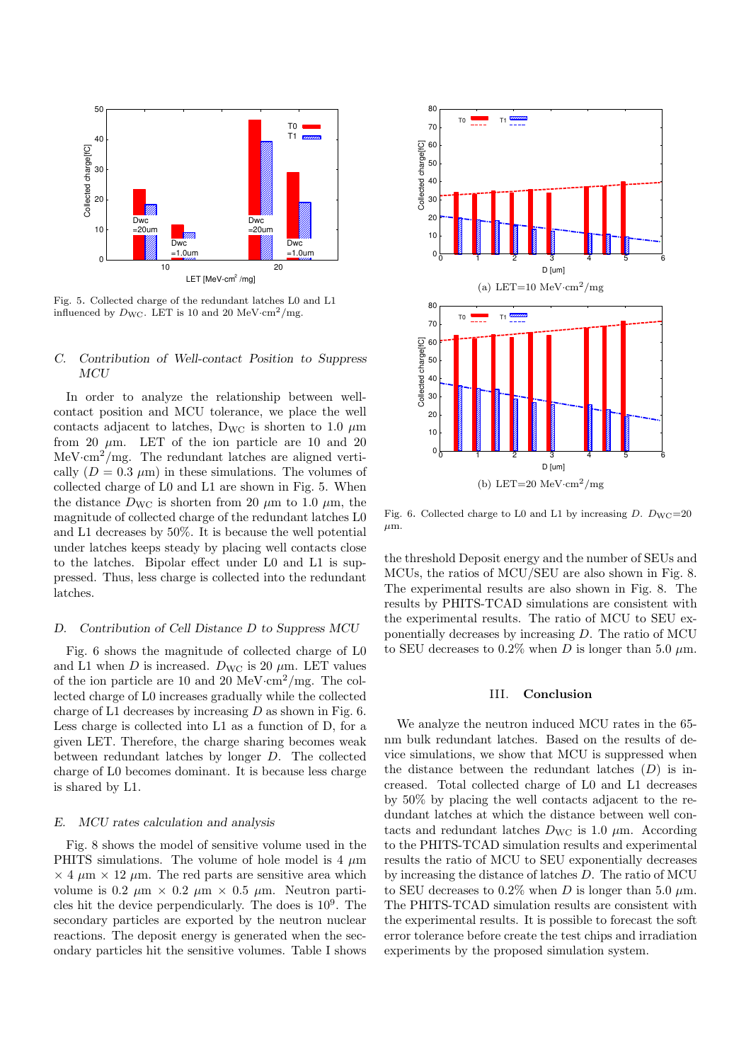Fig. 5. Collected charge of the redundant latches L0 and L1 influenced by $D_{\mathrm{WC}}$. LET is 10 and 20 MeV·cm$^2$/mg.

### C. Contribution of Well-contact Position to Suppress MCU

In order to analyze the relationship between well-contact position and MCU tolerance, we place the well contacts adjacent to latches, $\mathrm{D_{WC}}$ is shorten to 1.0 $\mu$m from 20 $\mu$m. LET of the ion particle are 10 and 20 MeV·cm$^2$/mg. The redundant latches are aligned vertically ($D = 0.3$ $\mu$m) in these simulations. The volumes of collected charge of L0 and L1 are shown in Fig. 5. When the distance $D_{\mathrm{WC}}$ is shorten from 20 $\mu$m to 1.0 $\mu$m, the magnitude of collected charge of the redundant latches L0 and L1 decreases by 50%. It is because the well potential under latches keeps steady by placing well contacts close to the latches. Bipolar effect under L0 and L1 is suppressed. Thus, less charge is collected into the redundant latches.

### D. Contribution of Cell Distance D to Suppress MCU

Fig. 6 shows the magnitude of collected charge of L0 and L1 when $D$ is increased. $D_{\mathrm{WC}}$ is 20 $\mu$m. LET values of the ion particle are 10 and 20 MeV·cm$^2$/mg. The collected charge of L0 increases gradually while the collected charge of L1 decreases by increasing $D$ as shown in Fig. 6. Less charge is collected into L1 as a function of D, for a given LET. Therefore, the charge sharing becomes weak between redundant latches by longer $D$. The collected charge of L0 becomes dominant. It is because less charge is shared by L1.

### E. MCU rates calculation and analysis

Fig. 8 shows the model of sensitive volume used in the PHITS simulations. The volume of hole model is 4 $\mu$m × 4 $\mu$m × 12 $\mu$m. The red parts are sensitive area which volume is 0.2 $\mu$m × 0.2 $\mu$m × 0.5 $\mu$m. Neutron particles hit the device perpendicularly. The does is $10^9$. The secondary particles are exported by the neutron nuclear reactions. The deposit energy is generated when the secondary particles hit the sensitive volumes. Table I shows

(a) LET=10 MeV·cm$^2$/mg

(b) LET=20 MeV·cm$^2$/mg

Fig. 6. Collected charge to L0 and L1 by increasing $D$. $D_{\mathrm{WC}}$=20 $\mu$m.

the threshold Deposit energy and the number of SEUs and MCUs, the ratios of MCU/SEU are also shown in Fig. 8. The experimental results are also shown in Fig. 8. The results by PHITS-TCAD simulations are consistent with the experimental results. The ratio of MCU to SEU exponentially decreases by increasing $D$. The ratio of MCU to SEU decreases to 0.2% when $D$ is longer than 5.0 $\mu$m.

## III. Conclusion

We analyze the neutron induced MCU rates in the 65-nm bulk redundant latches. Based on the results of device simulations, we show that MCU is suppressed when the distance between the redundant latches ($D$) is increased. Total collected charge of L0 and L1 decreases by 50% by placing the well contacts adjacent to the redundant latches at which the distance between well contacts and redundant latches $D_{\mathrm{WC}}$ is 1.0 $\mu$m. According to the PHITS-TCAD simulation results and experimental results the ratio of MCU to SEU exponentially decreases by increasing the distance of latches $D$. The ratio of MCU to SEU decreases to 0.2% when $D$ is longer than 5.0 $\mu$m. The PHITS-TCAD simulation results are consistent with the experimental results. It is possible to forecast the soft error tolerance before create the test chips and irradiation experiments by the proposed simulation system.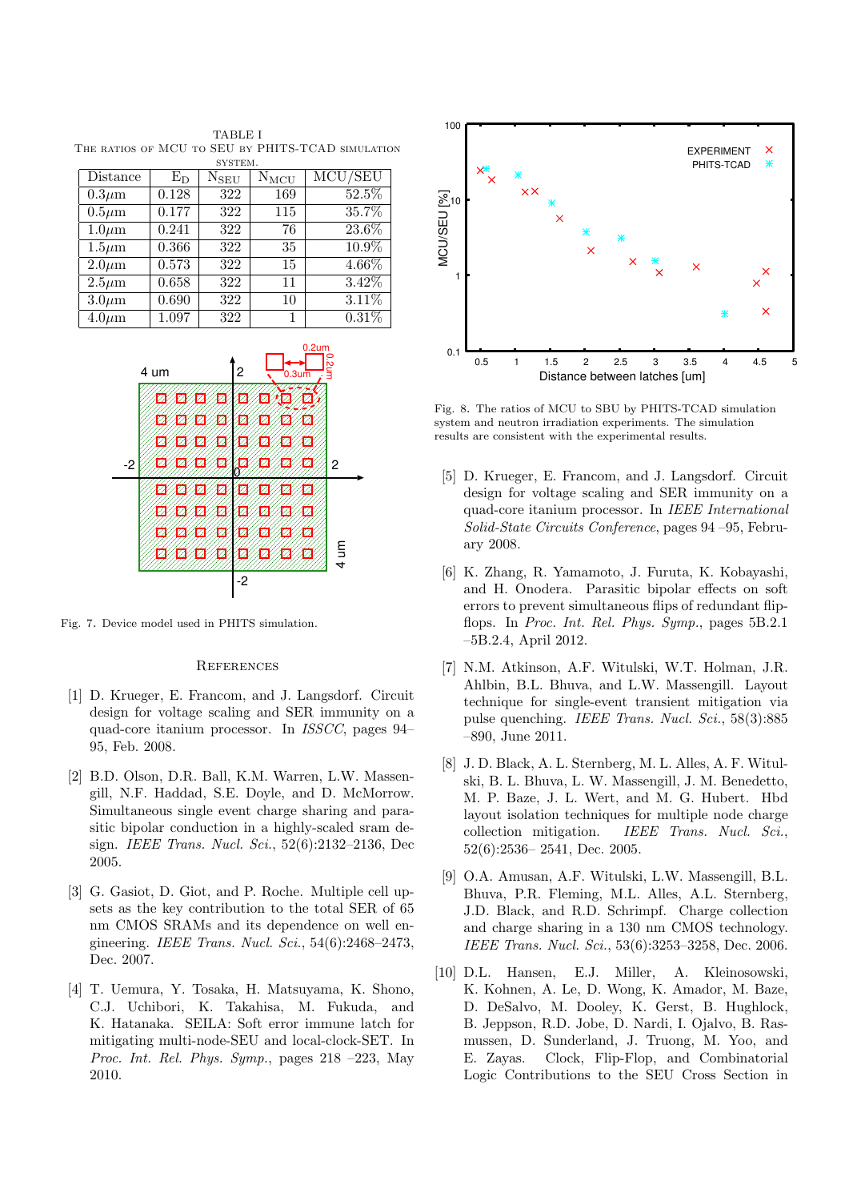TABLE I
THE RATIOS OF MCU TO SEU BY PHITS-TCAD SIMULATION SYSTEM.

| Distance | $E_D$ | $N_{SEU}$ | $N_{MCU}$ | MCU/SEU |
|---|---|---|---|---|
| 0.3$\mu$m | 0.128 | 322 | 169 | 52.5% |
| 0.5$\mu$m | 0.177 | 322 | 115 | 35.7% |
| 1.0$\mu$m | 0.241 | 322 | 76 | 23.6% |
| 1.5$\mu$m | 0.366 | 322 | 35 | 10.9% |
| 2.0$\mu$m | 0.573 | 322 | 15 | 4.66% |
| 2.5$\mu$m | 0.658 | 322 | 11 | 3.42% |
| 3.0$\mu$m | 0.690 | 322 | 10 | 3.11% |
| 4.0$\mu$m | 1.097 | 322 | 1 | 0.31% |

Fig. 7. Device model used in PHITS simulation.

Fig. 8. The ratios of MCU to SBU by PHITS-TCAD simulation system and neutron irradiation experiments. The simulation results are consistent with the experimental results.

## REFERENCES

[1] D. Krueger, E. Francom, and J. Langsdorf. Circuit design for voltage scaling and SER immunity on a quad-core itanium processor. In *ISSCC*, pages 94–95, Feb. 2008.

[2] B.D. Olson, D.R. Ball, K.M. Warren, L.W. Massengill, N.F. Haddad, S.E. Doyle, and D. McMorrow. Simultaneous single event charge sharing and parasitic bipolar conduction in a highly-scaled sram design. *IEEE Trans. Nucl. Sci.*, 52(6):2132–2136, Dec 2005.

[3] G. Gasiot, D. Giot, and P. Roche. Multiple cell upsets as the key contribution to the total SER of 65 nm CMOS SRAMs and its dependence on well engineering. *IEEE Trans. Nucl. Sci.*, 54(6):2468–2473, Dec. 2007.

[4] T. Uemura, Y. Tosaka, H. Matsuyama, K. Shono, C.J. Uchibori, K. Takahisa, M. Fukuda, and K. Hatanaka. SEILA: Soft error immune latch for mitigating multi-node-SEU and local-clock-SET. In *Proc. Int. Rel. Phys. Symp.*, pages 218 –223, May 2010.

[5] D. Krueger, E. Francom, and J. Langsdorf. Circuit design for voltage scaling and SER immunity on a quad-core itanium processor. In *IEEE International Solid-State Circuits Conference*, pages 94 –95, February 2008.

[6] K. Zhang, R. Yamamoto, J. Furuta, K. Kobayashi, and H. Onodera. Parasitic bipolar effects on soft errors to prevent simultaneous flips of redundant flip-flops. In *Proc. Int. Rel. Phys. Symp.*, pages 5B.2.1 –5B.2.4, April 2012.

[7] N.M. Atkinson, A.F. Witulski, W.T. Holman, J.R. Ahlbin, B.L. Bhuva, and L.W. Massengill. Layout technique for single-event transient mitigation via pulse quenching. *IEEE Trans. Nucl. Sci.*, 58(3):885 –890, June 2011.

[8] J. D. Black, A. L. Sternberg, M. L. Alles, A. F. Witulski, B. L. Bhuva, L. W. Massengill, J. M. Benedetto, M. P. Baze, J. L. Wert, and M. G. Hubert. Hbd layout isolation techniques for multiple node charge collection mitigation. *IEEE Trans. Nucl. Sci.*, 52(6):2536– 2541, Dec. 2005.

[9] O.A. Amusan, A.F. Witulski, L.W. Massengill, B.L. Bhuva, P.R. Fleming, M.L. Alles, A.L. Sternberg, J.D. Black, and R.D. Schrimpf. Charge collection and charge sharing in a 130 nm CMOS technology. *IEEE Trans. Nucl. Sci.*, 53(6):3253–3258, Dec. 2006.

[10] D.L. Hansen, E.J. Miller, A. Kleinosowski, K. Kohnen, A. Le, D. Wong, K. Amador, M. Baze, D. DeSalvo, M. Dooley, K. Gerst, B. Hughlock, B. Jeppson, R.D. Jobe, D. Nardi, I. Ojalvo, B. Rasmussen, D. Sunderland, J. Truong, M. Yoo, and E. Zayas. Clock, Flip-Flop, and Combinatorial Logic Contributions to the SEU Cross Section in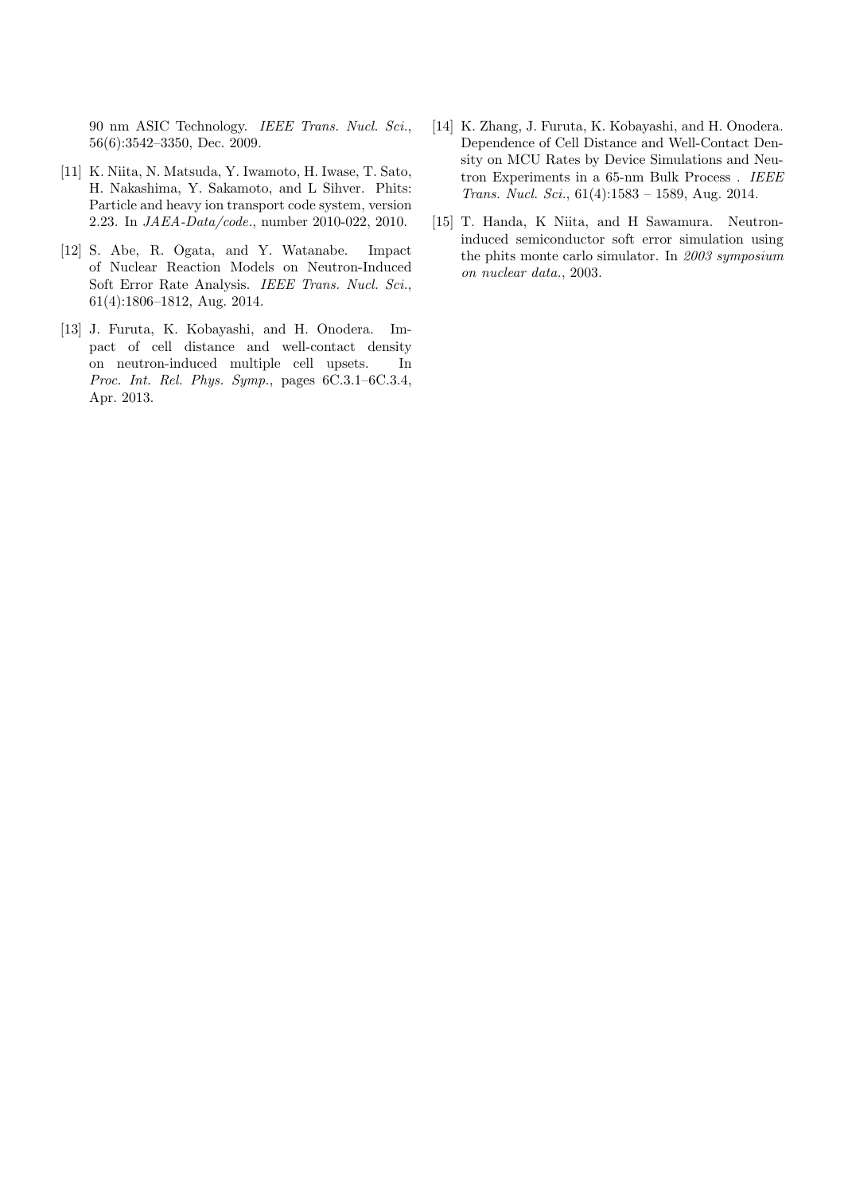90 nm ASIC Technology. *IEEE Trans. Nucl. Sci.*, 56(6):3542–3350, Dec. 2009.

[11] K. Niita, N. Matsuda, Y. Iwamoto, H. Iwase, T. Sato, H. Nakashima, Y. Sakamoto, and L Sihver. Phits: Particle and heavy ion transport code system, version 2.23. In *JAEA-Data/code.*, number 2010-022, 2010.

[12] S. Abe, R. Ogata, and Y. Watanabe. Impact of Nuclear Reaction Models on Neutron-Induced Soft Error Rate Analysis. *IEEE Trans. Nucl. Sci.*, 61(4):1806–1812, Aug. 2014.

[13] J. Furuta, K. Kobayashi, and H. Onodera. Impact of cell distance and well-contact density on neutron-induced multiple cell upsets. In *Proc. Int. Rel. Phys. Symp.*, pages 6C.3.1–6C.3.4, Apr. 2013.

[14] K. Zhang, J. Furuta, K. Kobayashi, and H. Onodera. Dependence of Cell Distance and Well-Contact Density on MCU Rates by Device Simulations and Neutron Experiments in a 65-nm Bulk Process . *IEEE Trans. Nucl. Sci.*, 61(4):1583 – 1589, Aug. 2014.

[15] T. Handa, K Niita, and H Sawamura. Neutron-induced semiconductor soft error simulation using the phits monte carlo simulator. In *2003 symposium on nuclear data.*, 2003.